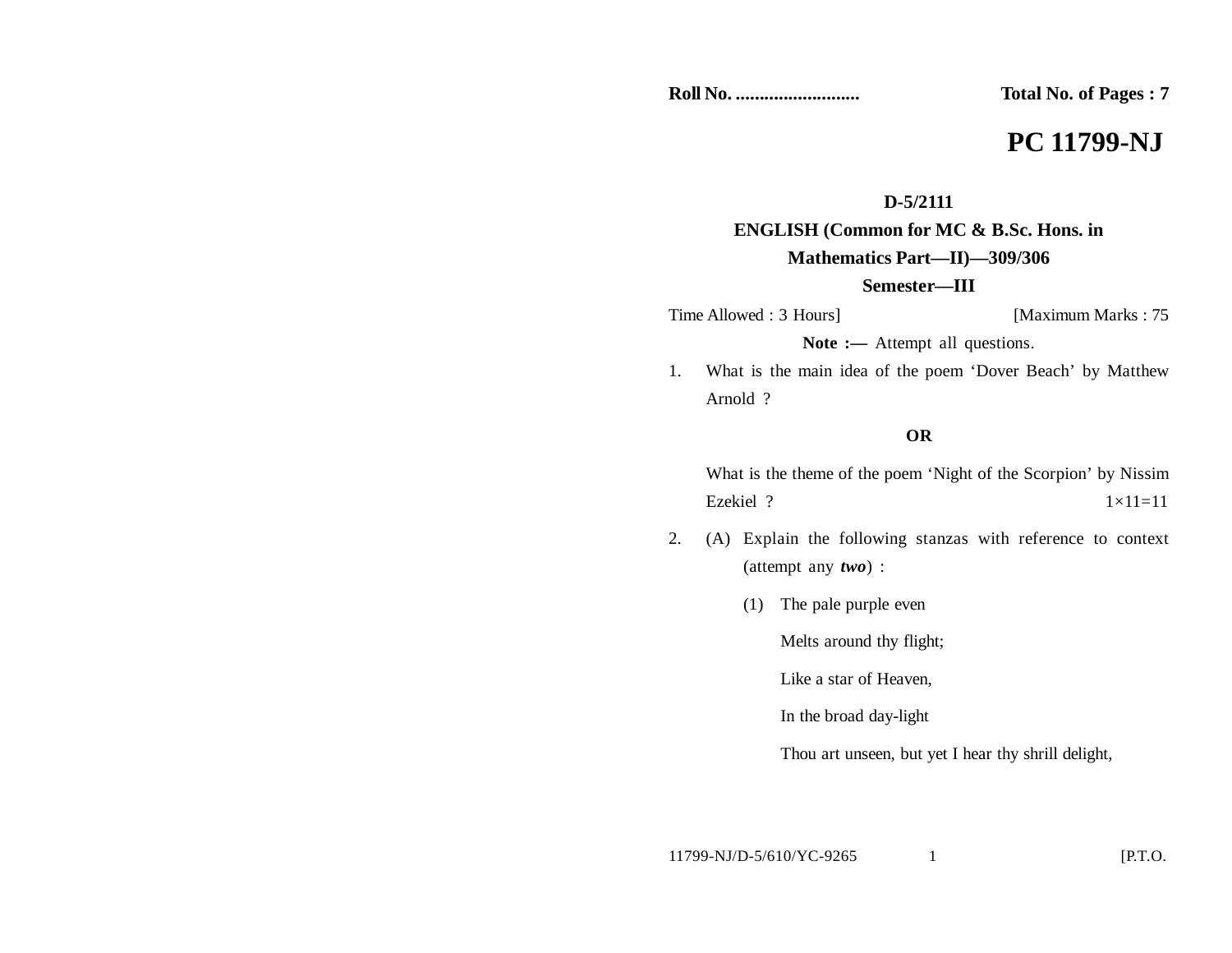**Roll No. ..........................** **Total No. of Pages : 7**

# PC 11799-NJ

**D-5/2111**

**ENGLISH (Common for MC & B.Sc. Hons. in Mathematics Part—II)—309/306**

**Semester—III**

Time Allowed : 3 Hours] [Maximum Marks : 75

**Note :—** Attempt all questions.

1. What is the main idea of the poem 'Dover Beach' by Matthew Arnold ?

**OR**

What is the theme of the poem 'Night of the Scorpion' by Nissim Ezekiel ? 1×11=11

2. (A) Explain the following stanzas with reference to context (attempt any ***two***) :

   (1) The pale purple even

   Melts around thy flight;

   Like a star of Heaven,

   In the broad day-light

   Thou art unseen, but yet I hear thy shrill delight,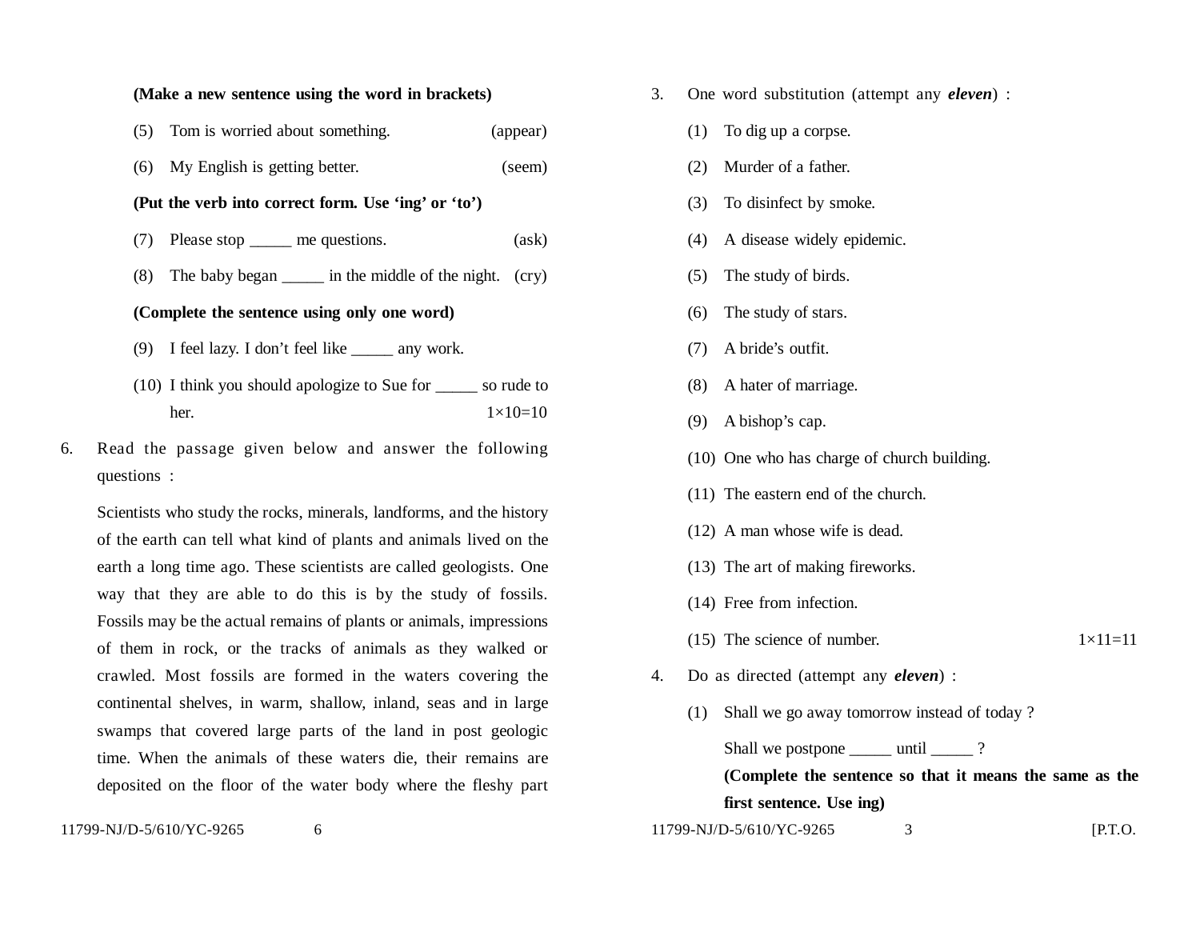**(Make a new sentence using the word in brackets)**

(5) Tom is worried about something. (appear)

(6) My English is getting better. (seem)

**(Put the verb into correct form. Use 'ing' or 'to')**

(7) Please stop _____ me questions. (ask)

(8) The baby began _____ in the middle of the night. (cry)

**(Complete the sentence using only one word)**

(9) I feel lazy. I don't feel like _____ any work.

(10) I think you should apologize to Sue for _____ so rude to her. 1×10=10

6. Read the passage given below and answer the following questions :

Scientists who study the rocks, minerals, landforms, and the history of the earth can tell what kind of plants and animals lived on the earth a long time ago. These scientists are called geologists. One way that they are able to do this is by the study of fossils. Fossils may be the actual remains of plants or animals, impressions of them in rock, or the tracks of animals as they walked or crawled. Most fossils are formed in the waters covering the continental shelves, in warm, shallow, inland, seas and in large swamps that covered large parts of the land in post geologic time. When the animals of these waters die, their remains are deposited on the floor of the water body where the fleshy part

3. One word substitution (attempt any ***eleven***) :

(1) To dig up a corpse.

(2) Murder of a father.

(3) To disinfect by smoke.

(4) A disease widely epidemic.

(5) The study of birds.

(6) The study of stars.

(7) A bride's outfit.

(8) A hater of marriage.

(9) A bishop's cap.

(10) One who has charge of church building.

(11) The eastern end of the church.

(12) A man whose wife is dead.

(13) The art of making fireworks.

(14) Free from infection.

(15) The science of number. 1×11=11

4. Do as directed (attempt any ***eleven***) :

(1) Shall we go away tomorrow instead of today ?

Shall we postpone _____ until _____ ?

**(Complete the sentence so that it means the same as the first sentence. Use ing)**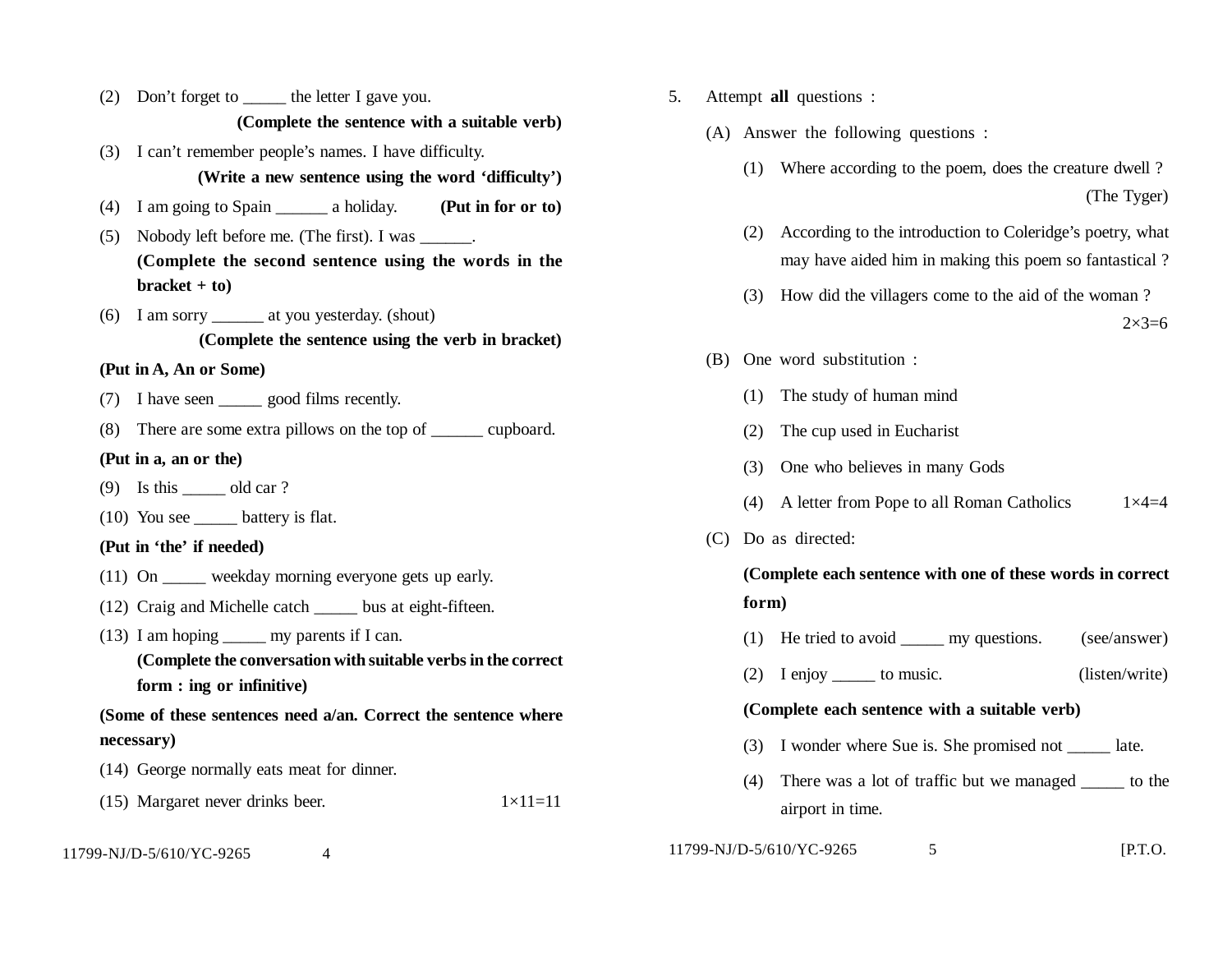(2) Don't forget to _____ the letter I gave you.

**(Complete the sentence with a suitable verb)**

(3) I can't remember people's names. I have difficulty.

**(Write a new sentence using the word 'difficulty')**

(4) I am going to Spain ______ a holiday. **(Put in for or to)**

(5) Nobody left before me. (The first). I was ______.

**(Complete the second sentence using the words in the bracket + to)**

(6) I am sorry ______ at you yesterday. (shout)

**(Complete the sentence using the verb in bracket)**

**(Put in A, An or Some)**

(7) I have seen _____ good films recently.

(8) There are some extra pillows on the top of ______ cupboard.

**(Put in a, an or the)**

(9) Is this _____ old car ?

(10) You see _____ battery is flat.

**(Put in 'the' if needed)**

(11) On _____ weekday morning everyone gets up early.

(12) Craig and Michelle catch _____ bus at eight-fifteen.

(13) I am hoping _____ my parents if I can.

**(Complete the conversation with suitable verbs in the correct form : ing or infinitive)**

**(Some of these sentences need a/an. Correct the sentence where necessary)**

(14) George normally eats meat for dinner.

(15) Margaret never drinks beer. 1×11=11

5. Attempt **all** questions :

(A) Answer the following questions :

(1) Where according to the poem, does the creature dwell ? (The Tyger)

(2) According to the introduction to Coleridge's poetry, what may have aided him in making this poem so fantastical ?

(3) How did the villagers come to the aid of the woman ?

2×3=6

(B) One word substitution :

(1) The study of human mind

(2) The cup used in Eucharist

(3) One who believes in many Gods

(4) A letter from Pope to all Roman Catholics 1×4=4

(C) Do as directed:

**(Complete each sentence with one of these words in correct form)**

(1) He tried to avoid _____ my questions. (see/answer)

(2) I enjoy _____ to music. (listen/write)

**(Complete each sentence with a suitable verb)**

(3) I wonder where Sue is. She promised not _____ late.

(4) There was a lot of traffic but we managed _____ to the airport in time.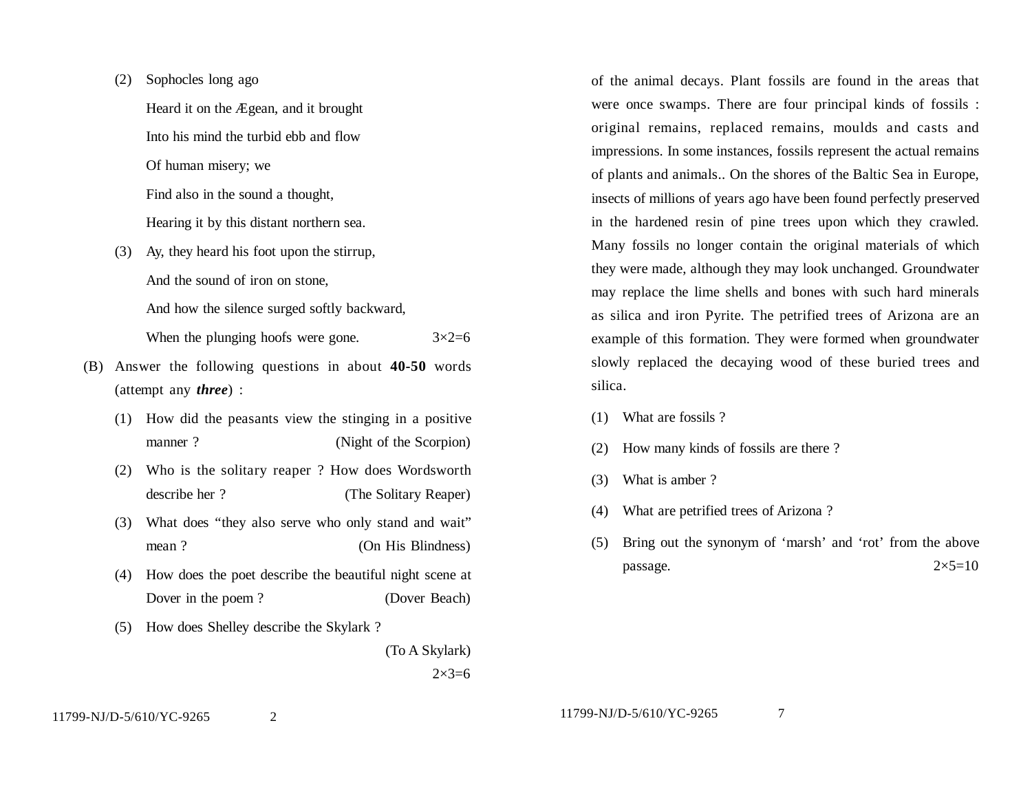(2) Sophocles long ago

Heard it on the Ægean, and it brought

Into his mind the turbid ebb and flow

Of human misery; we

Find also in the sound a thought,

Hearing it by this distant northern sea.

(3) Ay, they heard his foot upon the stirrup,

And the sound of iron on stone,

And how the silence surged softly backward,

When the plunging hoofs were gone. 3×2=6

(B) Answer the following questions in about **40-50** words (attempt any ***three***) :

(1) How did the peasants view the stinging in a positive manner ? (Night of the Scorpion)

(2) Who is the solitary reaper ? How does Wordsworth describe her ? (The Solitary Reaper)

(3) What does "they also serve who only stand and wait" mean ? (On His Blindness)

(4) How does the poet describe the beautiful night scene at Dover in the poem ? (Dover Beach)

(5) How does Shelley describe the Skylark ? (To A Skylark)

2×3=6

of the animal decays. Plant fossils are found in the areas that were once swamps. There are four principal kinds of fossils : original remains, replaced remains, moulds and casts and impressions. In some instances, fossils represent the actual remains of plants and animals.. On the shores of the Baltic Sea in Europe, insects of millions of years ago have been found perfectly preserved in the hardened resin of pine trees upon which they crawled. Many fossils no longer contain the original materials of which they were made, although they may look unchanged. Groundwater may replace the lime shells and bones with such hard minerals as silica and iron Pyrite. The petrified trees of Arizona are an example of this formation. They were formed when groundwater slowly replaced the decaying wood of these buried trees and silica.

(1) What are fossils ?

(2) How many kinds of fossils are there ?

(3) What is amber ?

(4) What are petrified trees of Arizona ?

(5) Bring out the synonym of 'marsh' and 'rot' from the above passage. 2×5=10